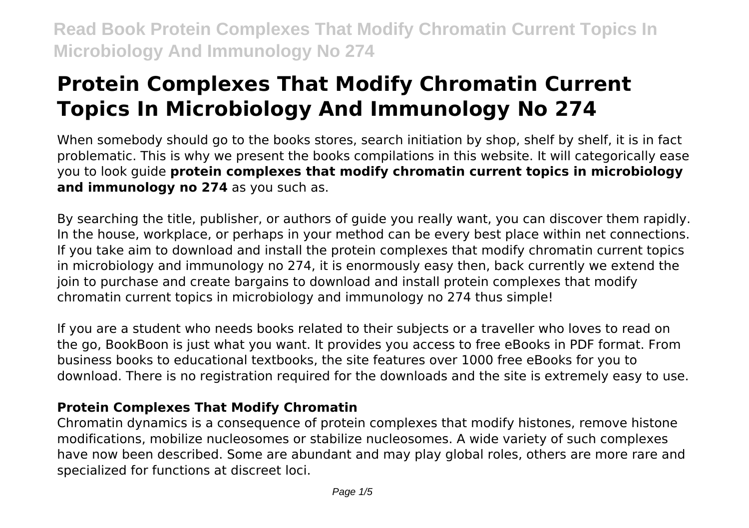# Protein Complexes That Modify Chromatin Current Topics In Microbiology And Immunology No 274

When somebody should go to the books stores, search initiation by shop, shelf by shelf, it is in fact problematic. This is why we present the books compilations in this website. It will categorically ease you to look guide **protein complexes that modify chromatin current topics in microbiology and immunology no 274** as you such as.

By searching the title, publisher, or authors of guide you really want, you can discover them rapidly. In the house, workplace, or perhaps in your method can be every best place within net connections. If you take aim to download and install the protein complexes that modify chromatin current topics in microbiology and immunology no 274, it is enormously easy then, back currently we extend the join to purchase and create bargains to download and install protein complexes that modify chromatin current topics in microbiology and immunology no 274 thus simple!

If you are a student who needs books related to their subjects or a traveller who loves to read on the go, BookBoon is just what you want. It provides you access to free eBooks in PDF format. From business books to educational textbooks, the site features over 1000 free eBooks for you to download. There is no registration required for the downloads and the site is extremely easy to use.

## Protein Complexes That Modify Chromatin

Chromatin dynamics is a consequence of protein complexes that modify histones, remove histone modifications, mobilize nucleosomes or stabilize nucleosomes. A wide variety of such complexes have now been described. Some are abundant and may play global roles, others are more rare and specialized for functions at discreet loci.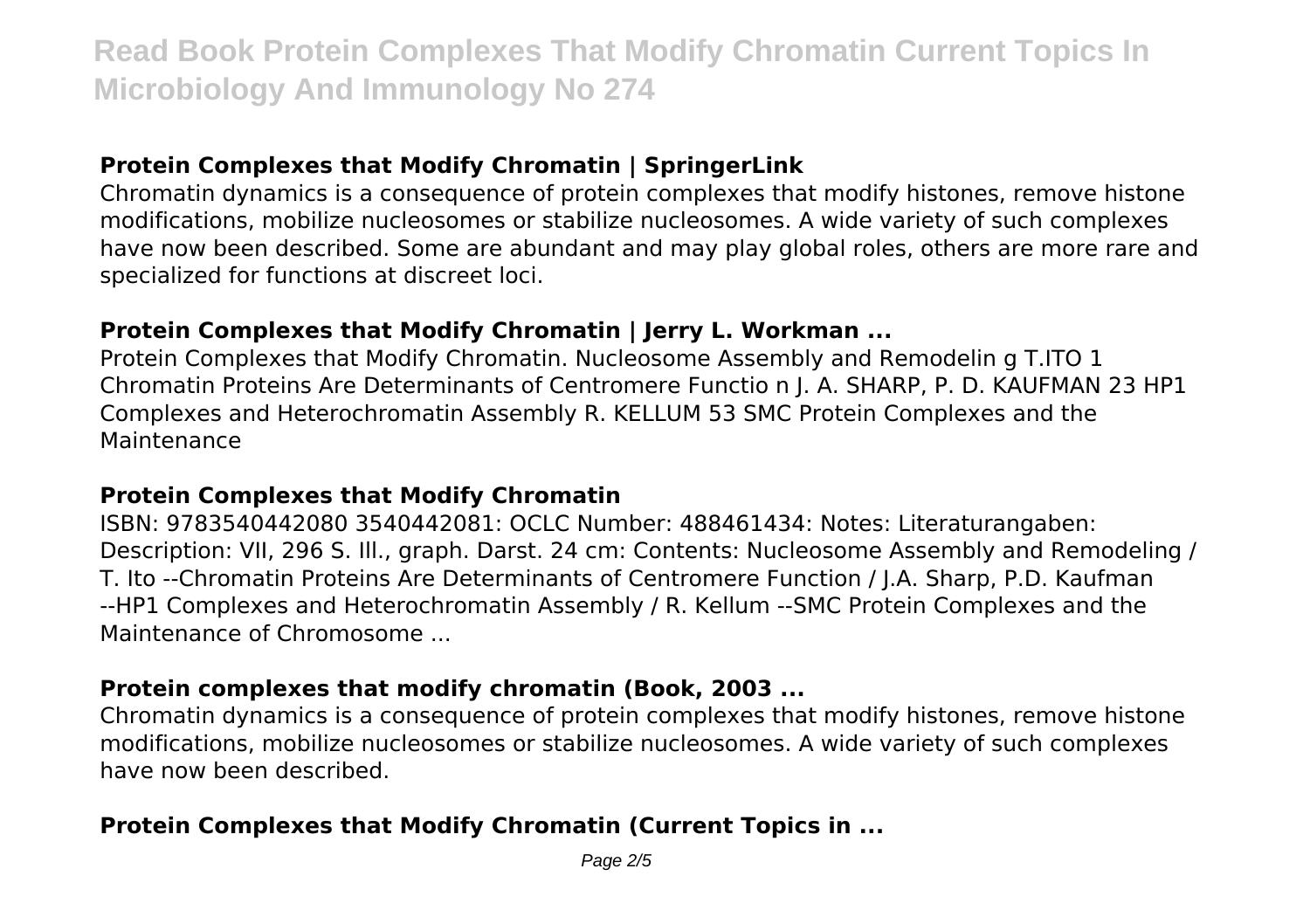### Protein Complexes that Modify Chromatin | SpringerLink

Chromatin dynamics is a consequence of protein complexes that modify histones, remove histone modifications, mobilize nucleosomes or stabilize nucleosomes. A wide variety of such complexes have now been described. Some are abundant and may play global roles, others are more rare and specialized for functions at discreet loci.

### Protein Complexes that Modify Chromatin | Jerry L. Workman ...

Protein Complexes that Modify Chromatin. Nucleosome Assembly and Remodelin g T.ITO 1 Chromatin Proteins Are Determinants of Centromere Functio n J. A. SHARP, P. D. KAUFMAN 23 HP1 Complexes and Heterochromatin Assembly R. KELLUM 53 SMC Protein Complexes and the Maintenance

### Protein Complexes that Modify Chromatin

ISBN: 9783540442080 3540442081: OCLC Number: 488461434: Notes: Literaturangaben: Description: VII, 296 S. Ill., graph. Darst. 24 cm: Contents: Nucleosome Assembly and Remodeling / T. Ito --Chromatin Proteins Are Determinants of Centromere Function / J.A. Sharp, P.D. Kaufman --HP1 Complexes and Heterochromatin Assembly / R. Kellum --SMC Protein Complexes and the Maintenance of Chromosome ...

### Protein complexes that modify chromatin (Book, 2003 ...

Chromatin dynamics is a consequence of protein complexes that modify histones, remove histone modifications, mobilize nucleosomes or stabilize nucleosomes. A wide variety of such complexes have now been described.

### Protein Complexes that Modify Chromatin (Current Topics in ...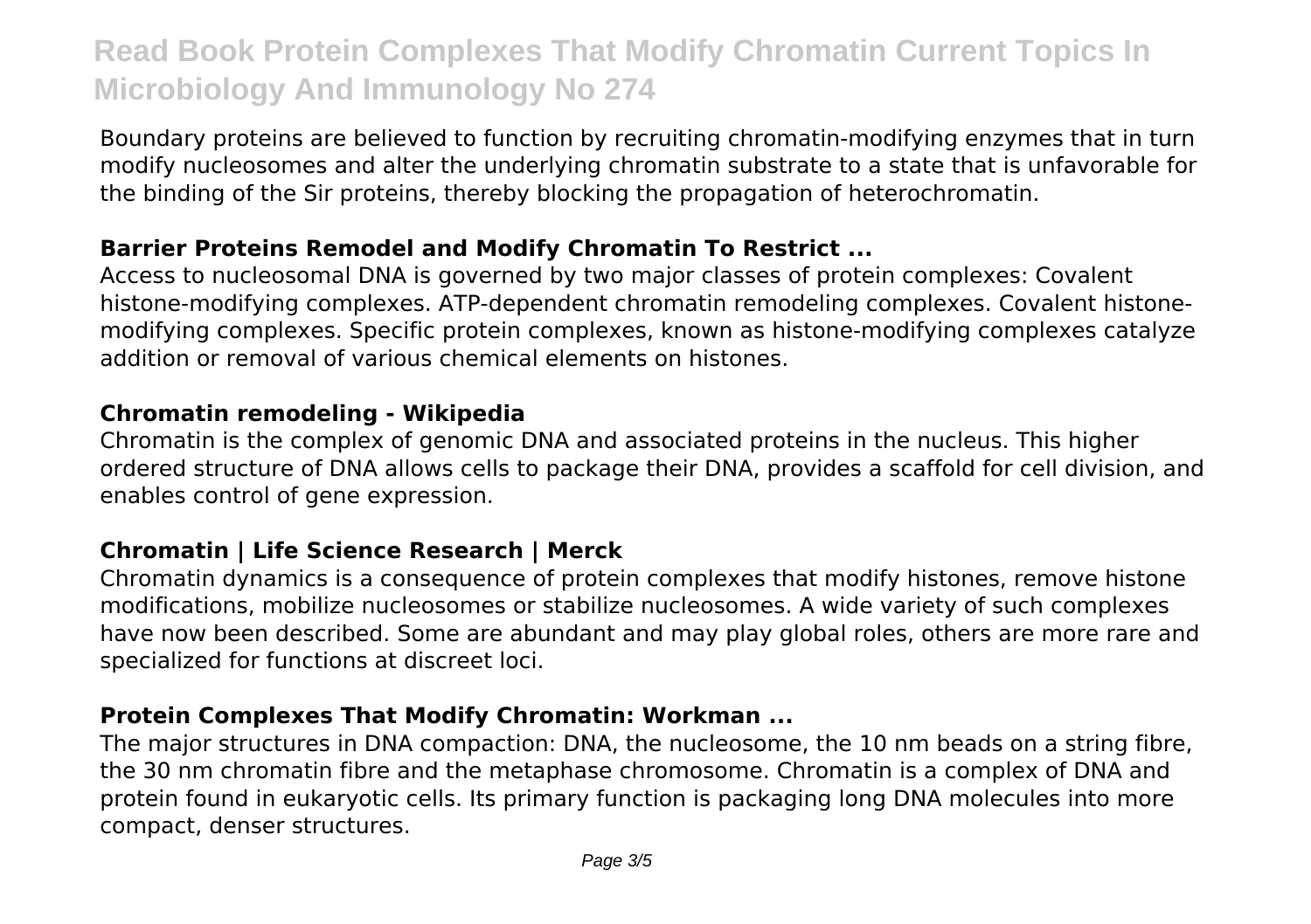Boundary proteins are believed to function by recruiting chromatin-modifying enzymes that in turn modify nucleosomes and alter the underlying chromatin substrate to a state that is unfavorable for the binding of the Sir proteins, thereby blocking the propagation of heterochromatin.

### Barrier Proteins Remodel and Modify Chromatin To Restrict ...

Access to nucleosomal DNA is governed by two major classes of protein complexes: Covalent histone-modifying complexes. ATP-dependent chromatin remodeling complexes. Covalent histone-modifying complexes. Specific protein complexes, known as histone-modifying complexes catalyze addition or removal of various chemical elements on histones.

### Chromatin remodeling - Wikipedia

Chromatin is the complex of genomic DNA and associated proteins in the nucleus. This higher ordered structure of DNA allows cells to package their DNA, provides a scaffold for cell division, and enables control of gene expression.

### Chromatin | Life Science Research | Merck

Chromatin dynamics is a consequence of protein complexes that modify histones, remove histone modifications, mobilize nucleosomes or stabilize nucleosomes. A wide variety of such complexes have now been described. Some are abundant and may play global roles, others are more rare and specialized for functions at discreet loci.

### Protein Complexes That Modify Chromatin: Workman ...

The major structures in DNA compaction: DNA, the nucleosome, the 10 nm beads on a string fibre, the 30 nm chromatin fibre and the metaphase chromosome. Chromatin is a complex of DNA and protein found in eukaryotic cells. Its primary function is packaging long DNA molecules into more compact, denser structures.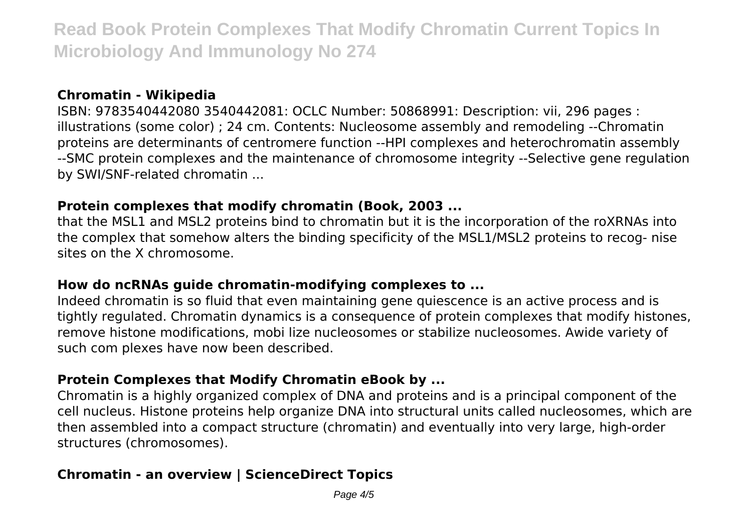### Chromatin - Wikipedia

ISBN: 9783540442080 3540442081: OCLC Number: 50868991: Description: vii, 296 pages : illustrations (some color) ; 24 cm. Contents: Nucleosome assembly and remodeling --Chromatin proteins are determinants of centromere function --HPI complexes and heterochromatin assembly --SMC protein complexes and the maintenance of chromosome integrity --Selective gene regulation by SWI/SNF-related chromatin ...

### Protein complexes that modify chromatin (Book, 2003 ...

that the MSL1 and MSL2 proteins bind to chromatin but it is the incorporation of the roXRNAs into the complex that somehow alters the binding specificity of the MSL1/MSL2 proteins to recog- nise sites on the X chromosome.

### How do ncRNAs guide chromatin-modifying complexes to ...

Indeed chromatin is so fluid that even maintaining gene quiescence is an active process and is tightly regulated. Chromatin dynamics is a consequence of protein complexes that modify histones, remove histone modifications, mobi lize nucleosomes or stabilize nucleosomes. Awide variety of such com plexes have now been described.

### Protein Complexes that Modify Chromatin eBook by ...

Chromatin is a highly organized complex of DNA and proteins and is a principal component of the cell nucleus. Histone proteins help organize DNA into structural units called nucleosomes, which are then assembled into a compact structure (chromatin) and eventually into very large, high-order structures (chromosomes).

### Chromatin - an overview | ScienceDirect Topics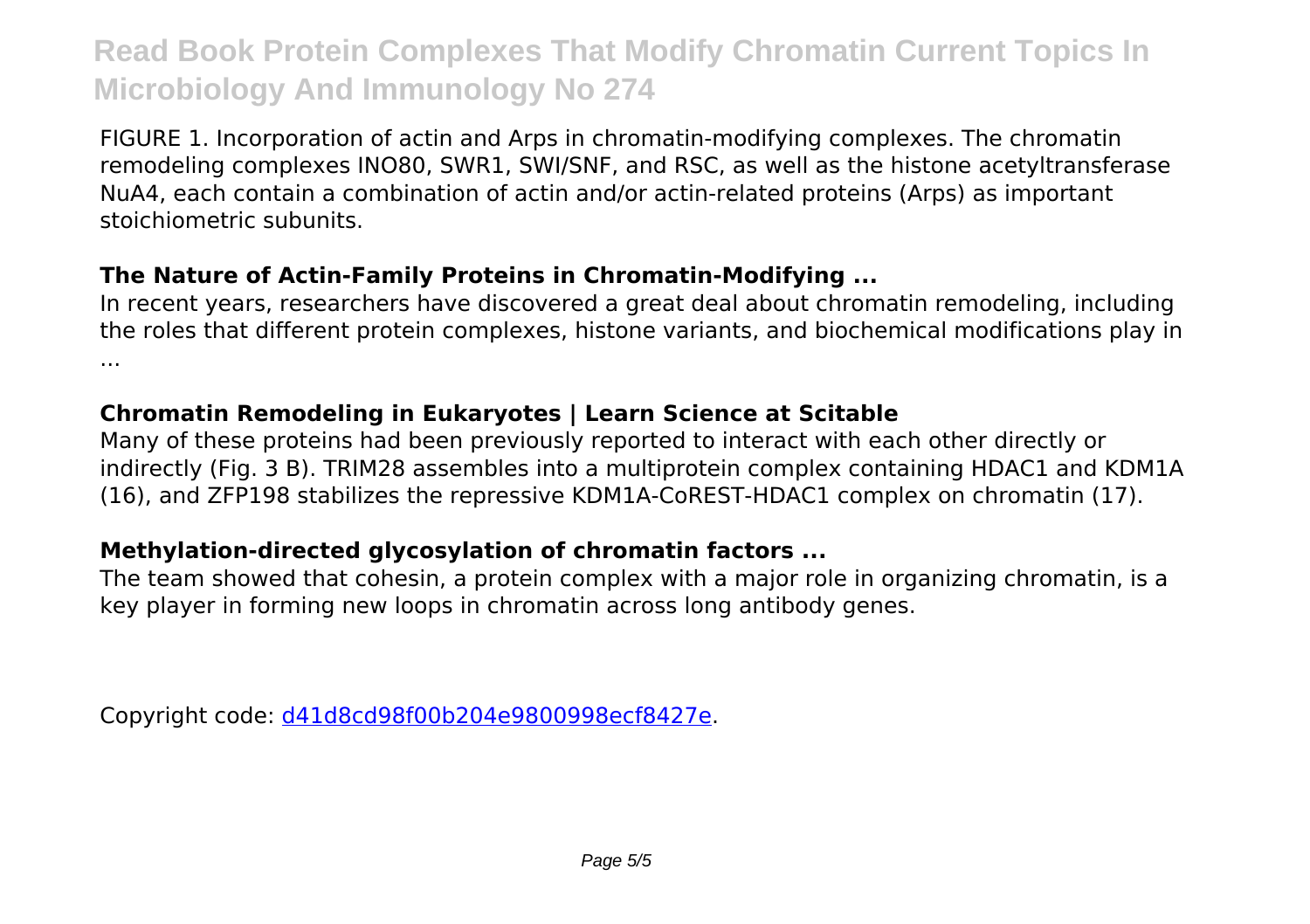FIGURE 1. Incorporation of actin and Arps in chromatin-modifying complexes. The chromatin remodeling complexes INO80, SWR1, SWI/SNF, and RSC, as well as the histone acetyltransferase NuA4, each contain a combination of actin and/or actin-related proteins (Arps) as important stoichiometric subunits.

**The Nature of Actin-Family Proteins in Chromatin-Modifying ...**

In recent years, researchers have discovered a great deal about chromatin remodeling, including the roles that different protein complexes, histone variants, and biochemical modifications play in ...

**Chromatin Remodeling in Eukaryotes | Learn Science at Scitable**

Many of these proteins had been previously reported to interact with each other directly or indirectly (Fig. 3 B). TRIM28 assembles into a multiprotein complex containing HDAC1 and KDM1A (16), and ZFP198 stabilizes the repressive KDM1A-CoREST-HDAC1 complex on chromatin (17).

**Methylation-directed glycosylation of chromatin factors ...**

The team showed that cohesin, a protein complex with a major role in organizing chromatin, is a key player in forming new loops in chromatin across long antibody genes.

Copyright code: d41d8cd98f00b204e9800998ecf8427e.